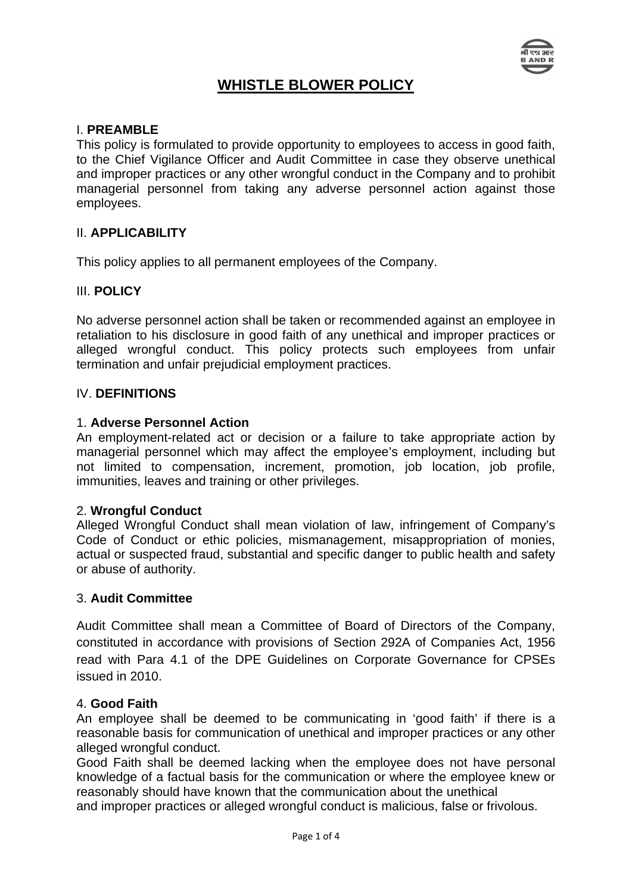# WHISTLE BLOWER POLICY

## I. PREAMBLE

This policy is formulated to provide opportunity to employees to access in good faith, to the Chief Vigilance Officer and Audit Committee in case they observe unethical and improper practices or any other wrongful conduct in the Company and to prohibit managerial personnel from taking any adverse personnel action against those employees.

## II. APPLICABILITY

This policy applies to all permanent employees of the Company.

## III. POLICY

No adverse personnel action shall be taken or recommended against an employee in retaliation to his disclosure in good faith of any unethical and improper practices or alleged wrongful conduct. This policy protects such employees from unfair termination and unfair prejudicial employment practices.

## IV. DEFINITIONS

### 1. Adverse Personnel Action

An employment-related act or decision or a failure to take appropriate action by managerial personnel which may affect the employee's employment, including but not limited to compensation, increment, promotion, job location, job profile, immunities, leaves and training or other privileges.

### 2. Wrongful Conduct

Alleged Wrongful Conduct shall mean violation of law, infringement of Company's Code of Conduct or ethic policies, mismanagement, misappropriation of monies, actual or suspected fraud, substantial and specific danger to public health and safety or abuse of authority.

### 3. Audit Committee

Audit Committee shall mean a Committee of Board of Directors of the Company, constituted in accordance with provisions of Section 292A of Companies Act, 1956 read with Para 4.1 of the DPE Guidelines on Corporate Governance for CPSEs issued in 2010.

### 4. Good Faith

An employee shall be deemed to be communicating in 'good faith' if there is a reasonable basis for communication of unethical and improper practices or any other alleged wrongful conduct.

Good Faith shall be deemed lacking when the employee does not have personal knowledge of a factual basis for the communication or where the employee knew or reasonably should have known that the communication about the unethical and improper practices or alleged wrongful conduct is malicious, false or frivolous.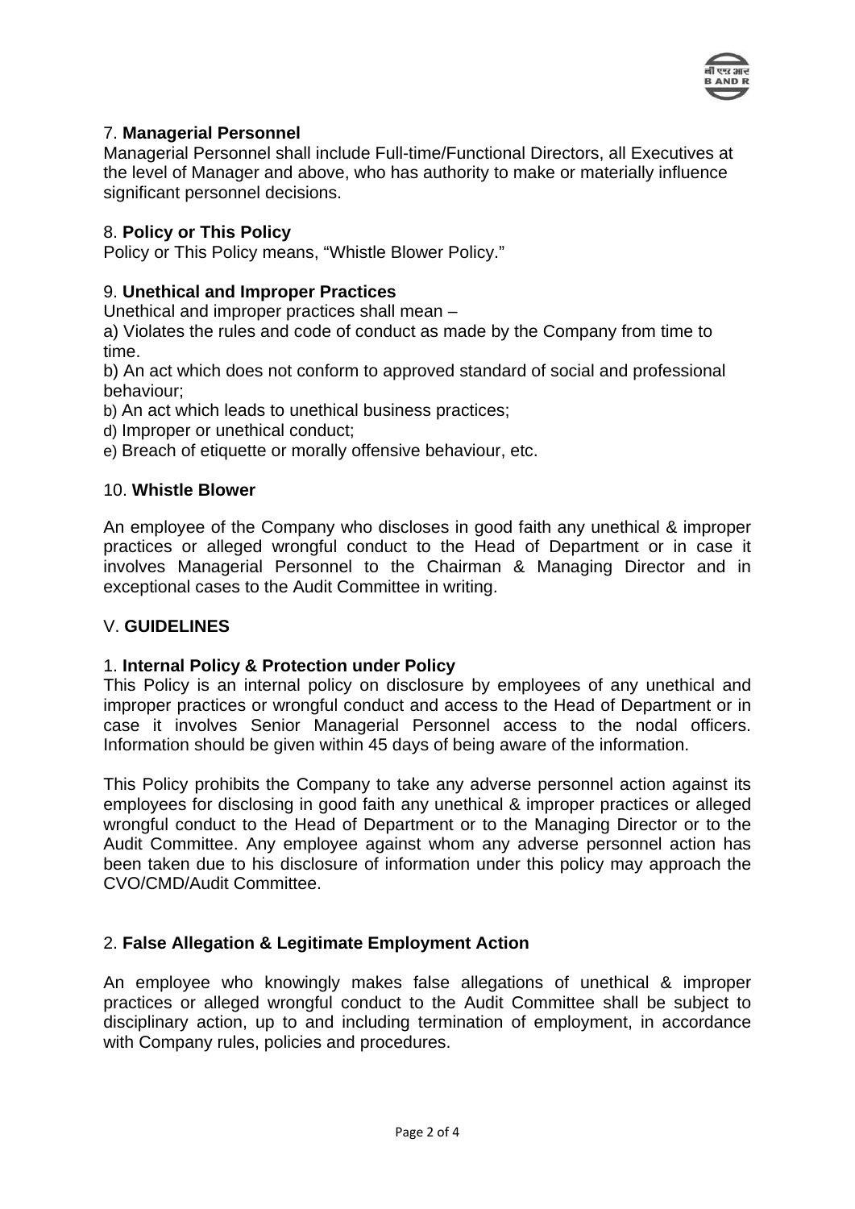7. **Managerial Personnel**

Managerial Personnel shall include Full-time/Functional Directors, all Executives at the level of Manager and above, who has authority to make or materially influence significant personnel decisions.

8. **Policy or This Policy**

Policy or This Policy means, "Whistle Blower Policy."

9. **Unethical and Improper Practices**

Unethical and improper practices shall mean –

a) Violates the rules and code of conduct as made by the Company from time to time.

b) An act which does not conform to approved standard of social and professional behaviour;

b) An act which leads to unethical business practices;

d) Improper or unethical conduct;

e) Breach of etiquette or morally offensive behaviour, etc.

10. **Whistle Blower**

An employee of the Company who discloses in good faith any unethical & improper practices or alleged wrongful conduct to the Head of Department or in case it involves Managerial Personnel to the Chairman & Managing Director and in exceptional cases to the Audit Committee in writing.

V. **GUIDELINES**

1. **Internal Policy & Protection under Policy**

This Policy is an internal policy on disclosure by employees of any unethical and improper practices or wrongful conduct and access to the Head of Department or in case it involves Senior Managerial Personnel access to the nodal officers. Information should be given within 45 days of being aware of the information.

This Policy prohibits the Company to take any adverse personnel action against its employees for disclosing in good faith any unethical & improper practices or alleged wrongful conduct to the Head of Department or to the Managing Director or to the Audit Committee. Any employee against whom any adverse personnel action has been taken due to his disclosure of information under this policy may approach the CVO/CMD/Audit Committee.

2. **False Allegation & Legitimate Employment Action**

An employee who knowingly makes false allegations of unethical & improper practices or alleged wrongful conduct to the Audit Committee shall be subject to disciplinary action, up to and including termination of employment, in accordance with Company rules, policies and procedures.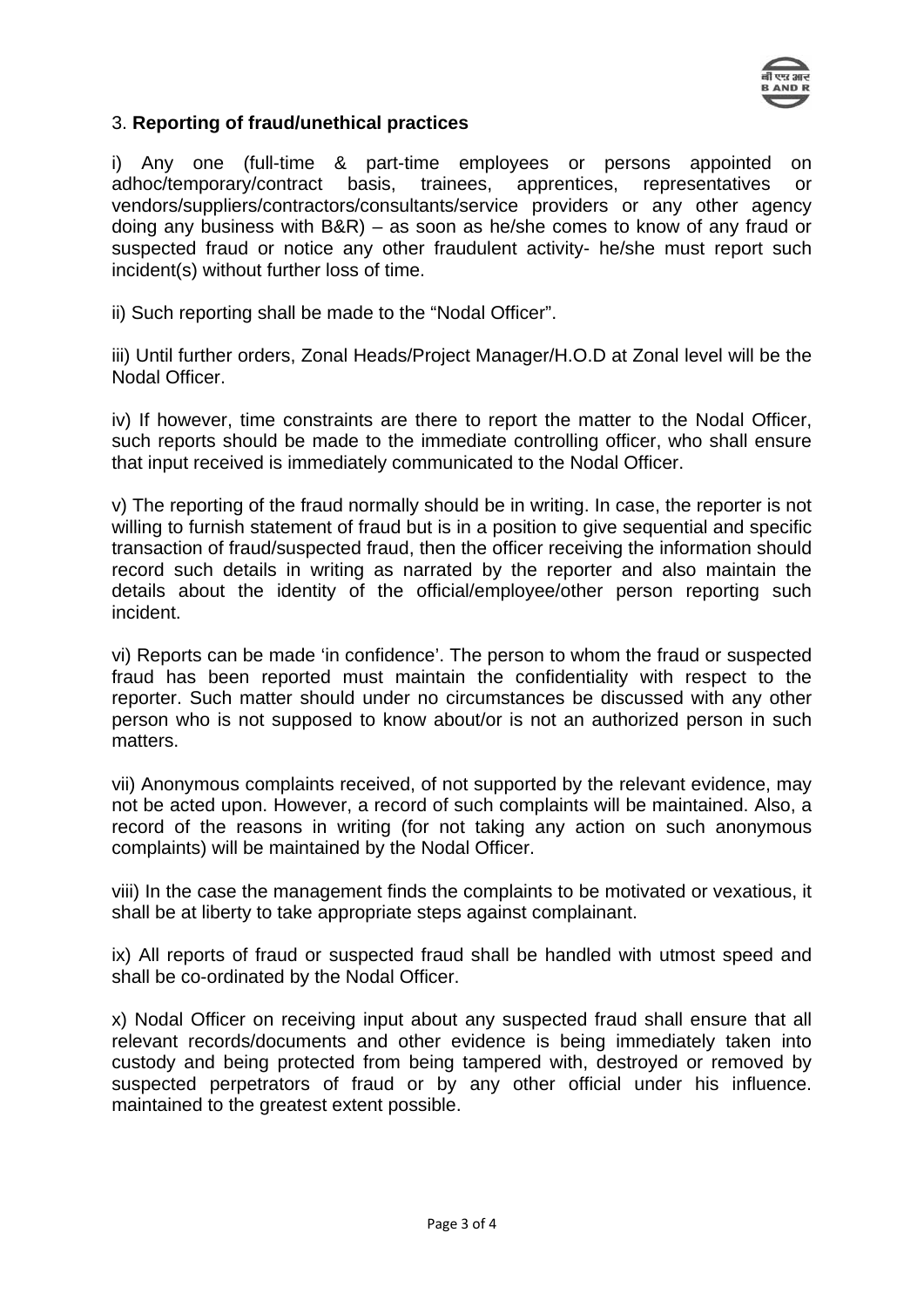3. **Reporting of fraud/unethical practices**

i) Any one (full-time & part-time employees or persons appointed on adhoc/temporary/contract basis, trainees, apprentices, representatives or vendors/suppliers/contractors/consultants/service providers or any other agency doing any business with B&R) – as soon as he/she comes to know of any fraud or suspected fraud or notice any other fraudulent activity- he/she must report such incident(s) without further loss of time.

ii) Such reporting shall be made to the "Nodal Officer".

iii) Until further orders, Zonal Heads/Project Manager/H.O.D at Zonal level will be the Nodal Officer.

iv) If however, time constraints are there to report the matter to the Nodal Officer, such reports should be made to the immediate controlling officer, who shall ensure that input received is immediately communicated to the Nodal Officer.

v) The reporting of the fraud normally should be in writing. In case, the reporter is not willing to furnish statement of fraud but is in a position to give sequential and specific transaction of fraud/suspected fraud, then the officer receiving the information should record such details in writing as narrated by the reporter and also maintain the details about the identity of the official/employee/other person reporting such incident.

vi) Reports can be made 'in confidence'. The person to whom the fraud or suspected fraud has been reported must maintain the confidentiality with respect to the reporter. Such matter should under no circumstances be discussed with any other person who is not supposed to know about/or is not an authorized person in such matters.

vii) Anonymous complaints received, of not supported by the relevant evidence, may not be acted upon. However, a record of such complaints will be maintained. Also, a record of the reasons in writing (for not taking any action on such anonymous complaints) will be maintained by the Nodal Officer.

viii) In the case the management finds the complaints to be motivated or vexatious, it shall be at liberty to take appropriate steps against complainant.

ix) All reports of fraud or suspected fraud shall be handled with utmost speed and shall be co-ordinated by the Nodal Officer.

x) Nodal Officer on receiving input about any suspected fraud shall ensure that all relevant records/documents and other evidence is being immediately taken into custody and being protected from being tampered with, destroyed or removed by suspected perpetrators of fraud or by any other official under his influence. maintained to the greatest extent possible.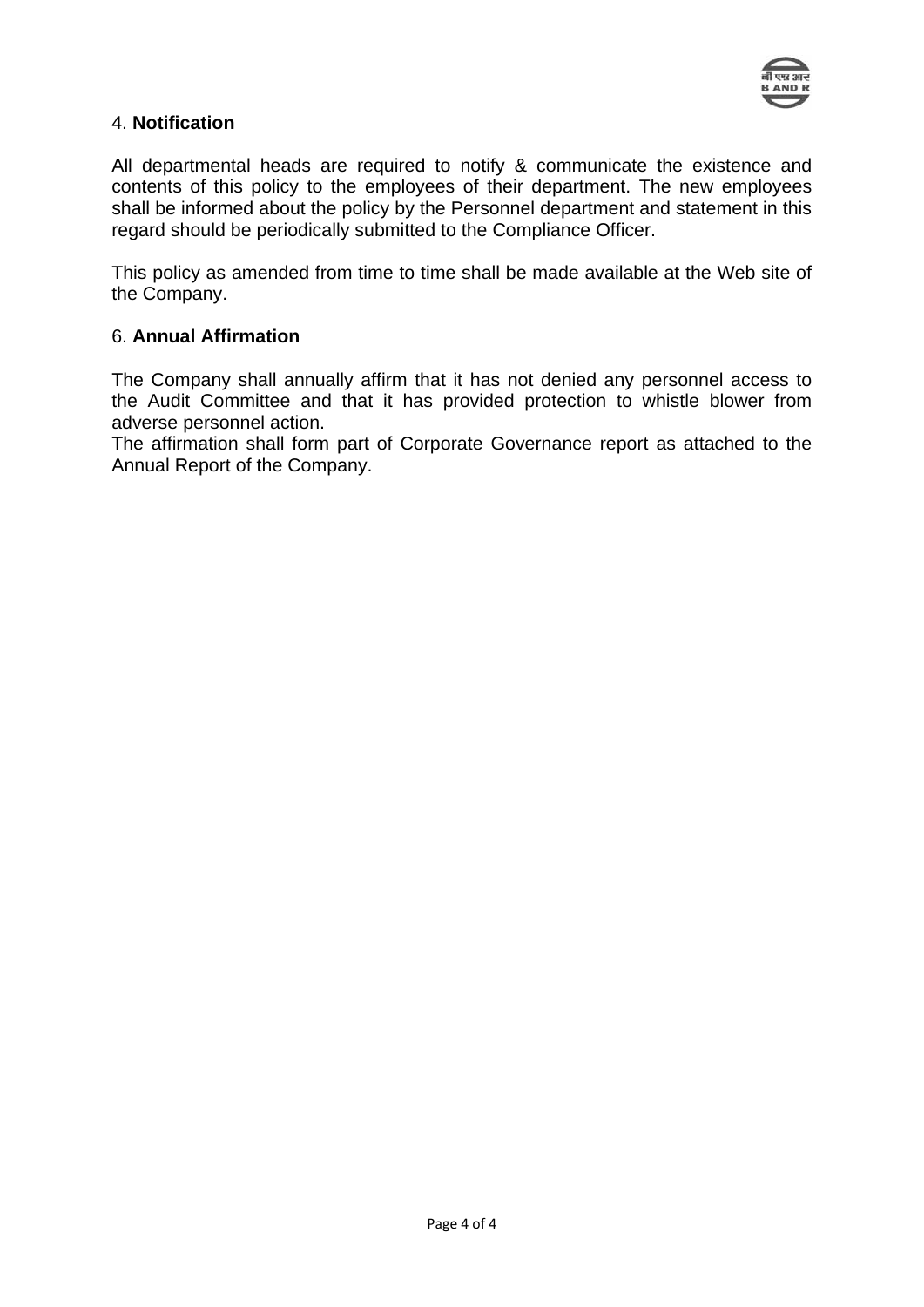4. **Notification**

All departmental heads are required to notify & communicate the existence and contents of this policy to the employees of their department. The new employees shall be informed about the policy by the Personnel department and statement in this regard should be periodically submitted to the Compliance Officer.

This policy as amended from time to time shall be made available at the Web site of the Company.

6. **Annual Affirmation**

The Company shall annually affirm that it has not denied any personnel access to the Audit Committee and that it has provided protection to whistle blower from adverse personnel action.
The affirmation shall form part of Corporate Governance report as attached to the Annual Report of the Company.